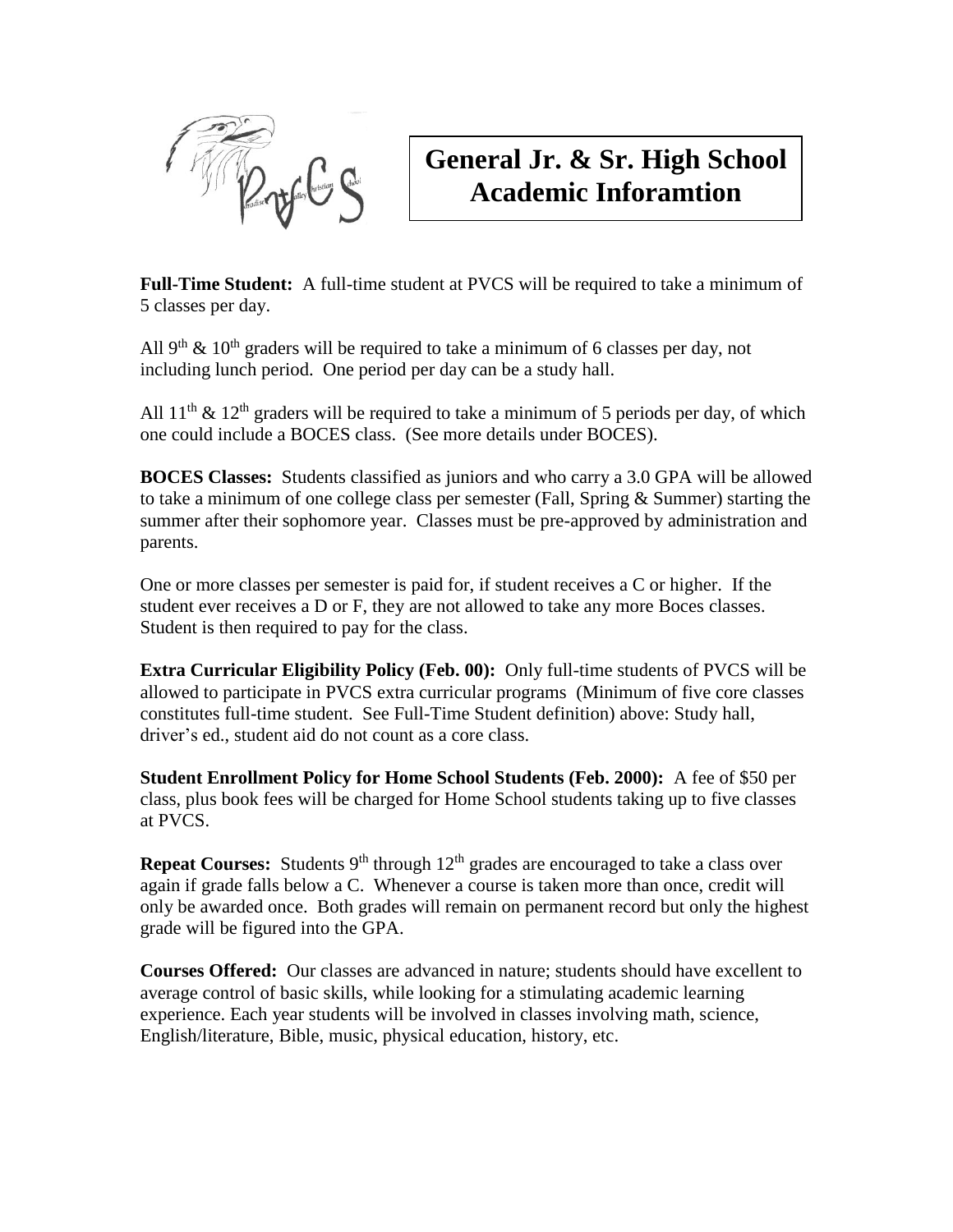# General Jr. & Sr. High School Academic Inforamtion

**Full-Time Student:** A full-time student at PVCS will be required to take a minimum of 5 classes per day.

All 9th & 10th graders will be required to take a minimum of 6 classes per day, not including lunch period. One period per day can be a study hall.

All 11th & 12th graders will be required to take a minimum of 5 periods per day, of which one could include a BOCES class. (See more details under BOCES).

**BOCES Classes:** Students classified as juniors and who carry a 3.0 GPA will be allowed to take a minimum of one college class per semester (Fall, Spring & Summer) starting the summer after their sophomore year. Classes must be pre-approved by administration and parents.

One or more classes per semester is paid for, if student receives a C or higher. If the student ever receives a D or F, they are not allowed to take any more Boces classes. Student is then required to pay for the class.

**Extra Curricular Eligibility Policy (Feb. 00):** Only full-time students of PVCS will be allowed to participate in PVCS extra curricular programs (Minimum of five core classes constitutes full-time student. See Full-Time Student definition) above: Study hall, driver's ed., student aid do not count as a core class.

**Student Enrollment Policy for Home School Students (Feb. 2000):** A fee of $50 per class, plus book fees will be charged for Home School students taking up to five classes at PVCS.

**Repeat Courses:** Students 9th through 12th grades are encouraged to take a class over again if grade falls below a C. Whenever a course is taken more than once, credit will only be awarded once. Both grades will remain on permanent record but only the highest grade will be figured into the GPA.

**Courses Offered:** Our classes are advanced in nature; students should have excellent to average control of basic skills, while looking for a stimulating academic learning experience. Each year students will be involved in classes involving math, science, English/literature, Bible, music, physical education, history, etc.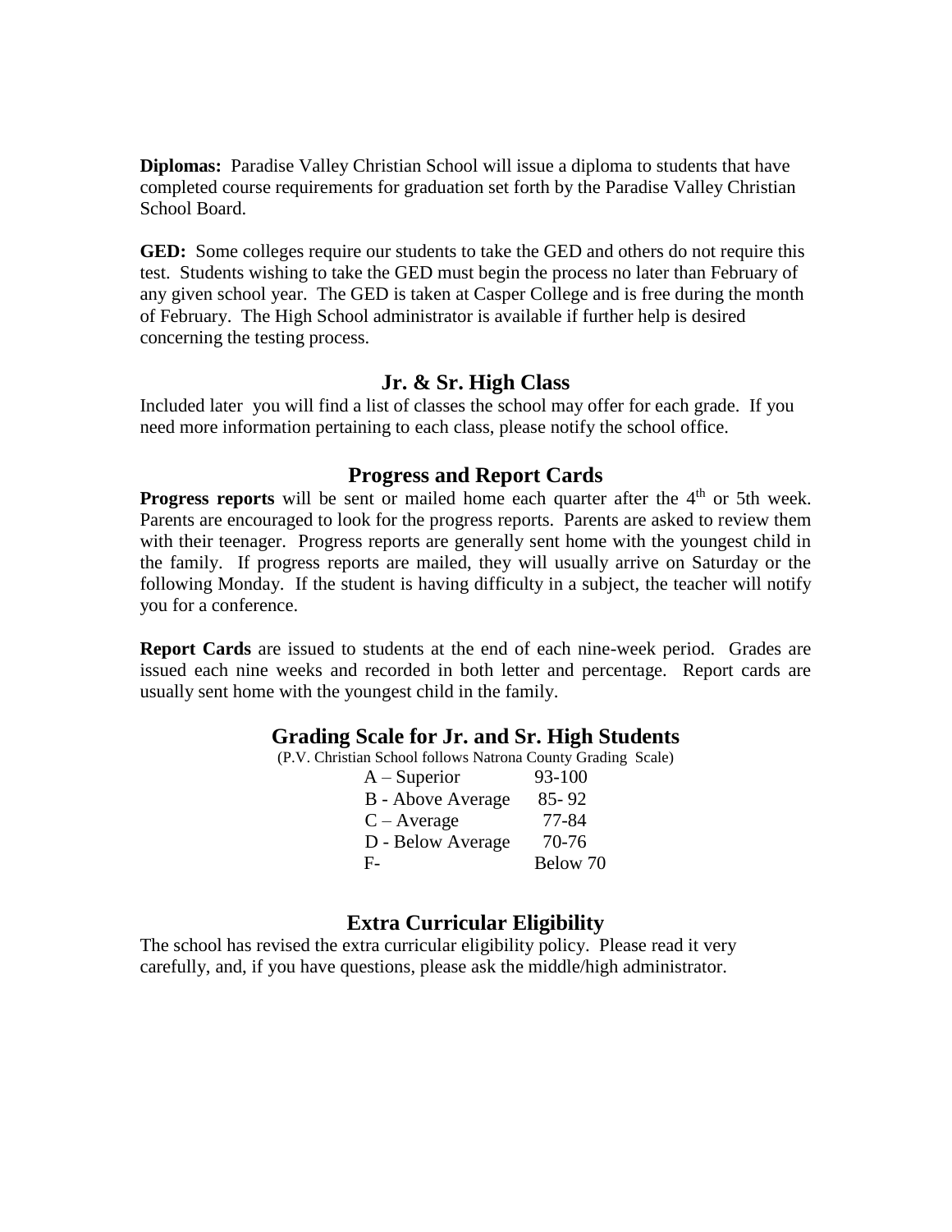**Diplomas:** Paradise Valley Christian School will issue a diploma to students that have completed course requirements for graduation set forth by the Paradise Valley Christian School Board.

**GED:** Some colleges require our students to take the GED and others do not require this test. Students wishing to take the GED must begin the process no later than February of any given school year. The GED is taken at Casper College and is free during the month of February. The High School administrator is available if further help is desired concerning the testing process.

## Jr. & Sr. High Class

Included later you will find a list of classes the school may offer for each grade. If you need more information pertaining to each class, please notify the school office.

## Progress and Report Cards

**Progress reports** will be sent or mailed home each quarter after the 4th or 5th week. Parents are encouraged to look for the progress reports. Parents are asked to review them with their teenager. Progress reports are generally sent home with the youngest child in the family. If progress reports are mailed, they will usually arrive on Saturday or the following Monday. If the student is having difficulty in a subject, the teacher will notify you for a conference.

**Report Cards** are issued to students at the end of each nine-week period. Grades are issued each nine weeks and recorded in both letter and percentage. Report cards are usually sent home with the youngest child in the family.

## Grading Scale for Jr. and Sr. High Students

(P.V. Christian School follows Natrona County Grading Scale)

| Grade | Range |
|---|---|
| A – Superior | 93-100 |
| B - Above Average | 85- 92 |
| C – Average | 77-84 |
| D - Below Average | 70-76 |
| F- | Below 70 |

## Extra Curricular Eligibility

The school has revised the extra curricular eligibility policy. Please read it very carefully, and, if you have questions, please ask the middle/high administrator.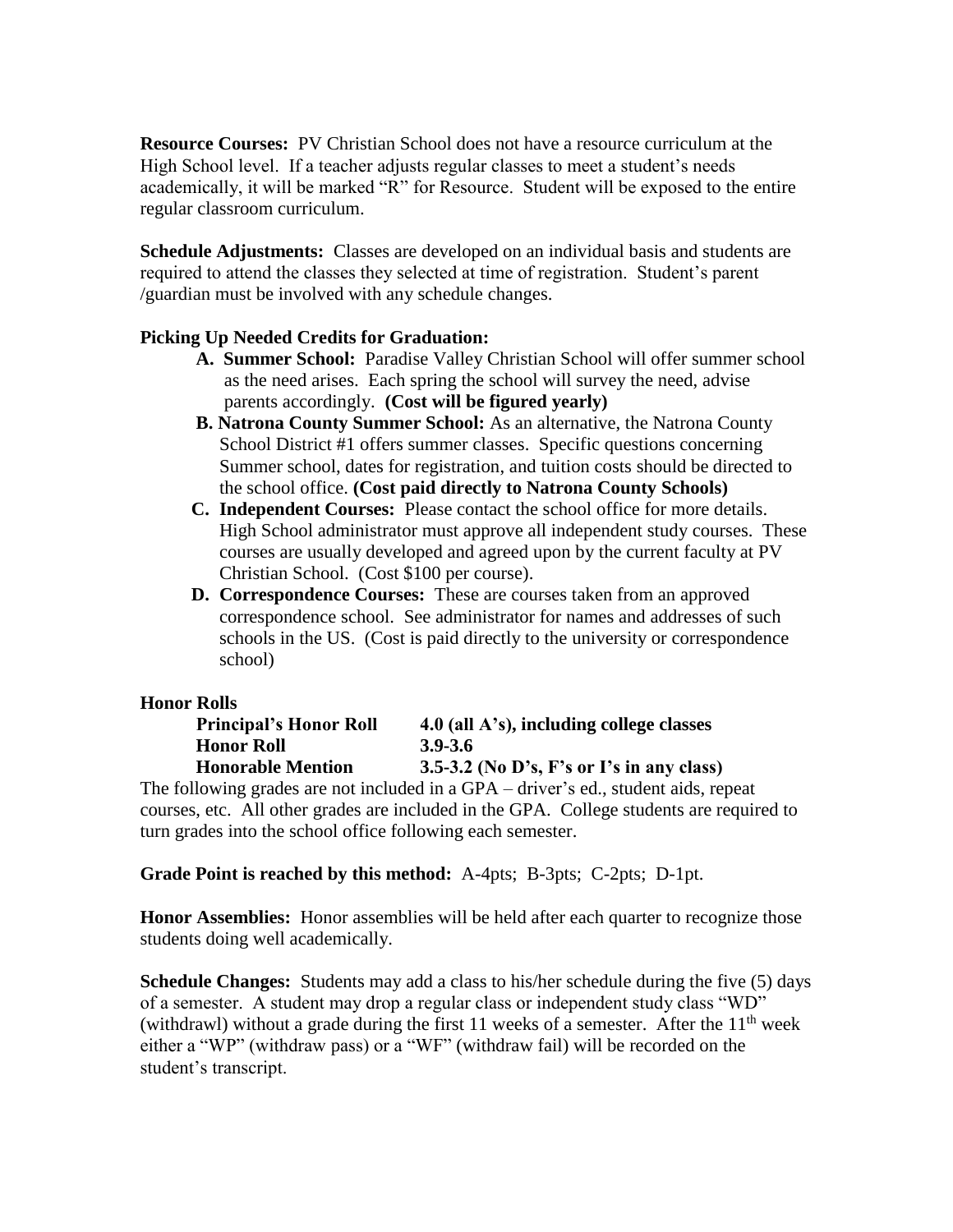**Resource Courses:** PV Christian School does not have a resource curriculum at the High School level. If a teacher adjusts regular classes to meet a student's needs academically, it will be marked "R" for Resource. Student will be exposed to the entire regular classroom curriculum.

**Schedule Adjustments:** Classes are developed on an individual basis and students are required to attend the classes they selected at time of registration. Student's parent /guardian must be involved with any schedule changes.

**Picking Up Needed Credits for Graduation:**

- **A. Summer School:** Paradise Valley Christian School will offer summer school as the need arises. Each spring the school will survey the need, advise parents accordingly. **(Cost will be figured yearly)**
- **B. Natrona County Summer School:** As an alternative, the Natrona County School District #1 offers summer classes. Specific questions concerning Summer school, dates for registration, and tuition costs should be directed to the school office. **(Cost paid directly to Natrona County Schools)**
- **C. Independent Courses:** Please contact the school office for more details. High School administrator must approve all independent study courses. These courses are usually developed and agreed upon by the current faculty at PV Christian School. (Cost $100 per course).
- **D. Correspondence Courses:** These are courses taken from an approved correspondence school. See administrator for names and addresses of such schools in the US. (Cost is paid directly to the university or correspondence school)

**Honor Rolls**

| | |
|---|---|
| **Principal's Honor Roll** | **4.0 (all A's), including college classes** |
| **Honor Roll** | **3.9-3.6** |
| **Honorable Mention** | **3.5-3.2 (No D's, F's or I's in any class)** |

The following grades are not included in a GPA – driver's ed., student aids, repeat courses, etc. All other grades are included in the GPA. College students are required to turn grades into the school office following each semester.

**Grade Point is reached by this method:** A-4pts; B-3pts; C-2pts; D-1pt.

**Honor Assemblies:** Honor assemblies will be held after each quarter to recognize those students doing well academically.

**Schedule Changes:** Students may add a class to his/her schedule during the five (5) days of a semester. A student may drop a regular class or independent study class "WD" (withdrawl) without a grade during the first 11 weeks of a semester. After the 11th week either a "WP" (withdraw pass) or a "WF" (withdraw fail) will be recorded on the student's transcript.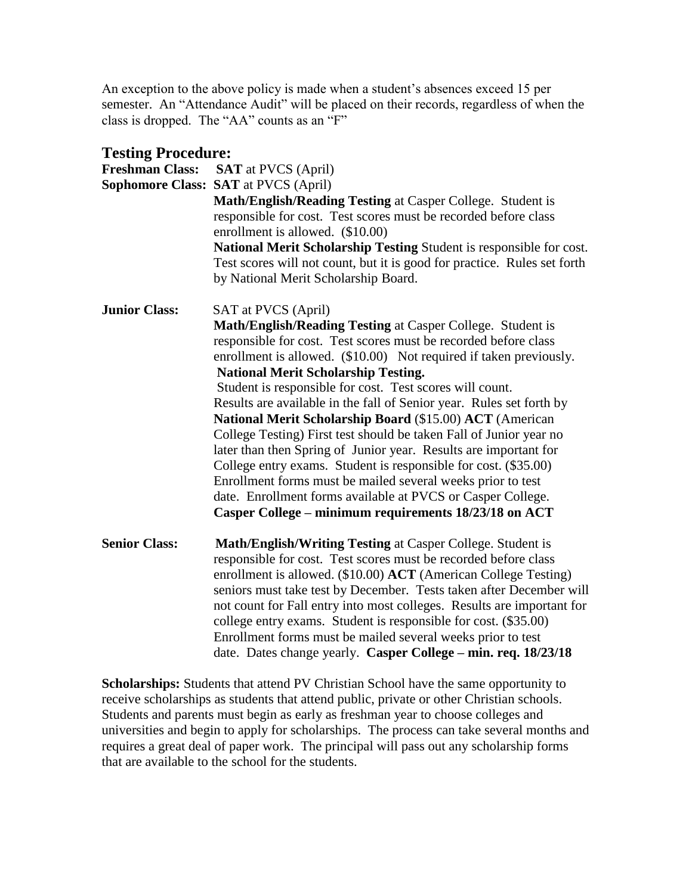An exception to the above policy is made when a student's absences exceed 15 per semester. An "Attendance Audit" will be placed on their records, regardless of when the class is dropped. The "AA" counts as an "F"

## Testing Procedure:

**Freshman Class:** **SAT** at PVCS (April)

**Sophomore Class:** **SAT** at PVCS (April)

**Math/English/Reading Testing** at Casper College. Student is responsible for cost. Test scores must be recorded before class enrollment is allowed. ($10.00)

**National Merit Scholarship Testing** Student is responsible for cost. Test scores will not count, but it is good for practice. Rules set forth by National Merit Scholarship Board.

**Junior Class:** SAT at PVCS (April)

**Math/English/Reading Testing** at Casper College. Student is responsible for cost. Test scores must be recorded before class enrollment is allowed. ($10.00) Not required if taken previously.

**National Merit Scholarship Testing.**
Student is responsible for cost. Test scores will count. Results are available in the fall of Senior year. Rules set forth by **National Merit Scholarship Board** ($15.00) **ACT** (American College Testing) First test should be taken Fall of Junior year no later than then Spring of Junior year. Results are important for College entry exams. Student is responsible for cost. ($35.00) Enrollment forms must be mailed several weeks prior to test date. Enrollment forms available at PVCS or Casper College.
**Casper College – minimum requirements 18/23/18 on ACT**

**Senior Class:** **Math/English/Writing Testing** at Casper College. Student is responsible for cost. Test scores must be recorded before class enrollment is allowed. ($10.00) **ACT** (American College Testing) seniors must take test by December. Tests taken after December will not count for Fall entry into most colleges. Results are important for college entry exams. Student is responsible for cost. ($35.00) Enrollment forms must be mailed several weeks prior to test date. Dates change yearly. **Casper College – min. req. 18/23/18**

**Scholarships:** Students that attend PV Christian School have the same opportunity to receive scholarships as students that attend public, private or other Christian schools. Students and parents must begin as early as freshman year to choose colleges and universities and begin to apply for scholarships. The process can take several months and requires a great deal of paper work. The principal will pass out any scholarship forms that are available to the school for the students.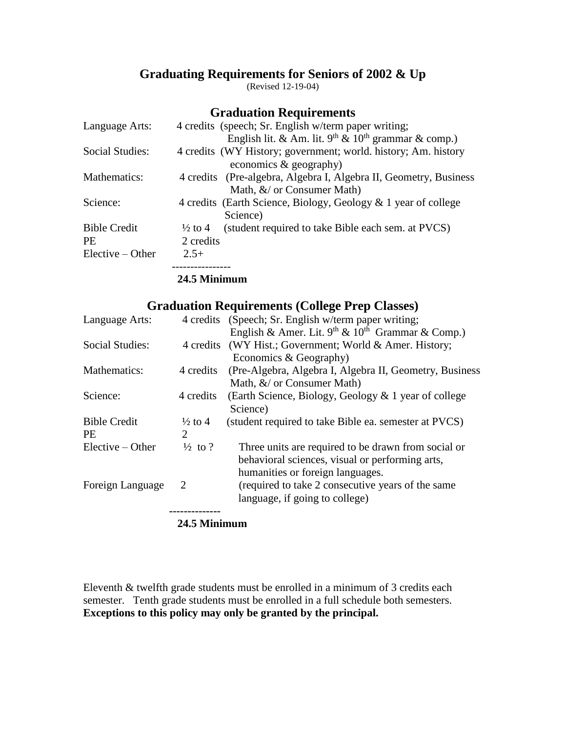# Graduating Requirements for Seniors of 2002 & Up

(Revised 12-19-04)

## Graduation Requirements

| | | |
|---|---|---|
| Language Arts: | 4 credits | (speech; Sr. English w/term paper writing; English lit. & Am. lit. 9th & 10th grammar & comp.) |
| Social Studies: | 4 credits | (WY History; government; world. history; Am. history economics & geography) |
| Mathematics: | 4 credits | (Pre-algebra, Algebra I, Algebra II, Geometry, Business Math, &/ or Consumer Math) |
| Science: | 4 credits | (Earth Science, Biology, Geology & 1 year of college Science) |
| Bible Credit | ½ to 4 | (student required to take Bible each sem. at PVCS) |
| PE | 2 credits | |
| Elective – Other | 2.5+ | |
| | **24.5 Minimum** | |

## Graduation Requirements (College Prep Classes)

| | | |
|---|---|---|
| Language Arts: | 4 credits | (Speech; Sr. English w/term paper writing; English & Amer. Lit. 9th & 10th Grammar & Comp.) |
| Social Studies: | 4 credits | (WY Hist.; Government; World & Amer. History; Economics & Geography) |
| Mathematics: | 4 credits | (Pre-Algebra, Algebra I, Algebra II, Geometry, Business Math, &/ or Consumer Math) |
| Science: | 4 credits | (Earth Science, Biology, Geology & 1 year of college Science) |
| Bible Credit | ½ to 4 | (student required to take Bible ea. semester at PVCS) |
| PE | 2 | |
| Elective – Other | ½ to ? | Three units are required to be drawn from social or behavioral sciences, visual or performing arts, humanities or foreign languages. |
| Foreign Language | 2 | (required to take 2 consecutive years of the same language, if going to college) |
| | **24.5 Minimum** | |

Eleventh & twelfth grade students must be enrolled in a minimum of 3 credits each semester. Tenth grade students must be enrolled in a full schedule both semesters. **Exceptions to this policy may only be granted by the principal.**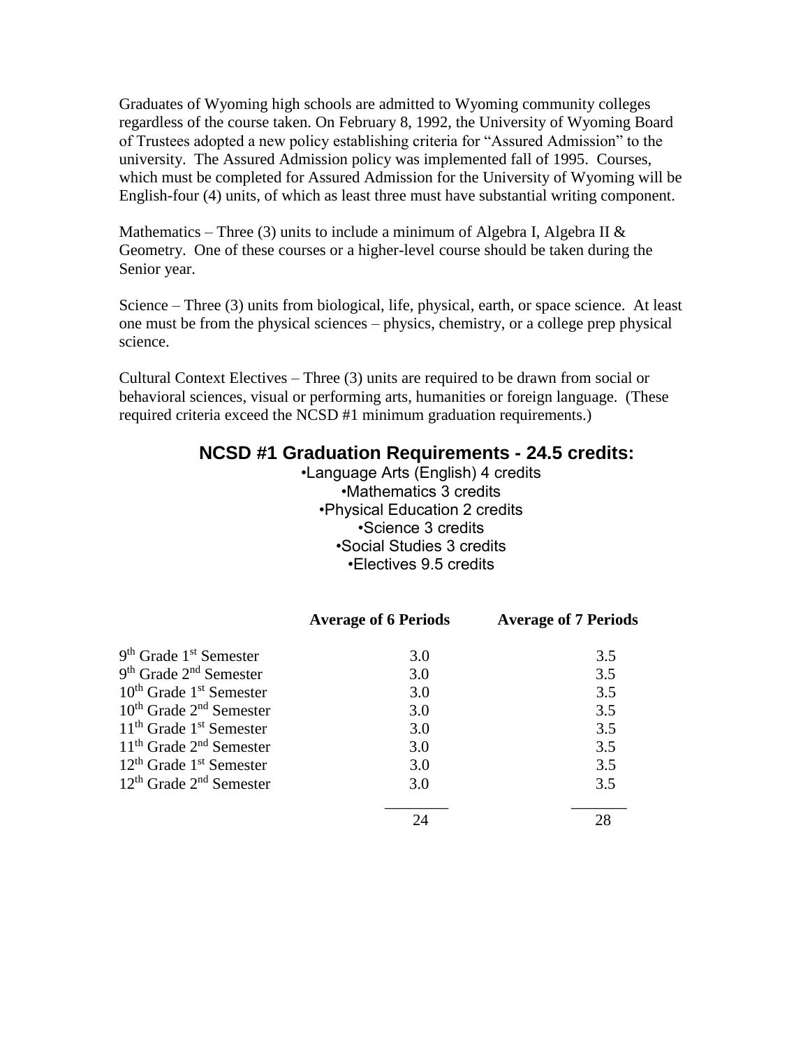Graduates of Wyoming high schools are admitted to Wyoming community colleges regardless of the course taken. On February 8, 1992, the University of Wyoming Board of Trustees adopted a new policy establishing criteria for "Assured Admission" to the university. The Assured Admission policy was implemented fall of 1995. Courses, which must be completed for Assured Admission for the University of Wyoming will be English-four (4) units, of which as least three must have substantial writing component.

Mathematics – Three (3) units to include a minimum of Algebra I, Algebra II & Geometry. One of these courses or a higher-level course should be taken during the Senior year.

Science – Three (3) units from biological, life, physical, earth, or space science. At least one must be from the physical sciences – physics, chemistry, or a college prep physical science.

Cultural Context Electives – Three (3) units are required to be drawn from social or behavioral sciences, visual or performing arts, humanities or foreign language. (These required criteria exceed the NCSD #1 minimum graduation requirements.)

## NCSD #1 Graduation Requirements - 24.5 credits:

- Language Arts (English) 4 credits
- Mathematics 3 credits
- Physical Education 2 credits
- Science 3 credits
- Social Studies 3 credits
- Electives 9.5 credits

| | Average of 6 Periods | Average of 7 Periods |
|---|---|---|
| 9th Grade 1st Semester | 3.0 | 3.5 |
| 9th Grade 2nd Semester | 3.0 | 3.5 |
| 10th Grade 1st Semester | 3.0 | 3.5 |
| 10th Grade 2nd Semester | 3.0 | 3.5 |
| 11th Grade 1st Semester | 3.0 | 3.5 |
| 11th Grade 2nd Semester | 3.0 | 3.5 |
| 12th Grade 1st Semester | 3.0 | 3.5 |
| 12th Grade 2nd Semester | 3.0 | 3.5 |
| | 24 | 28 |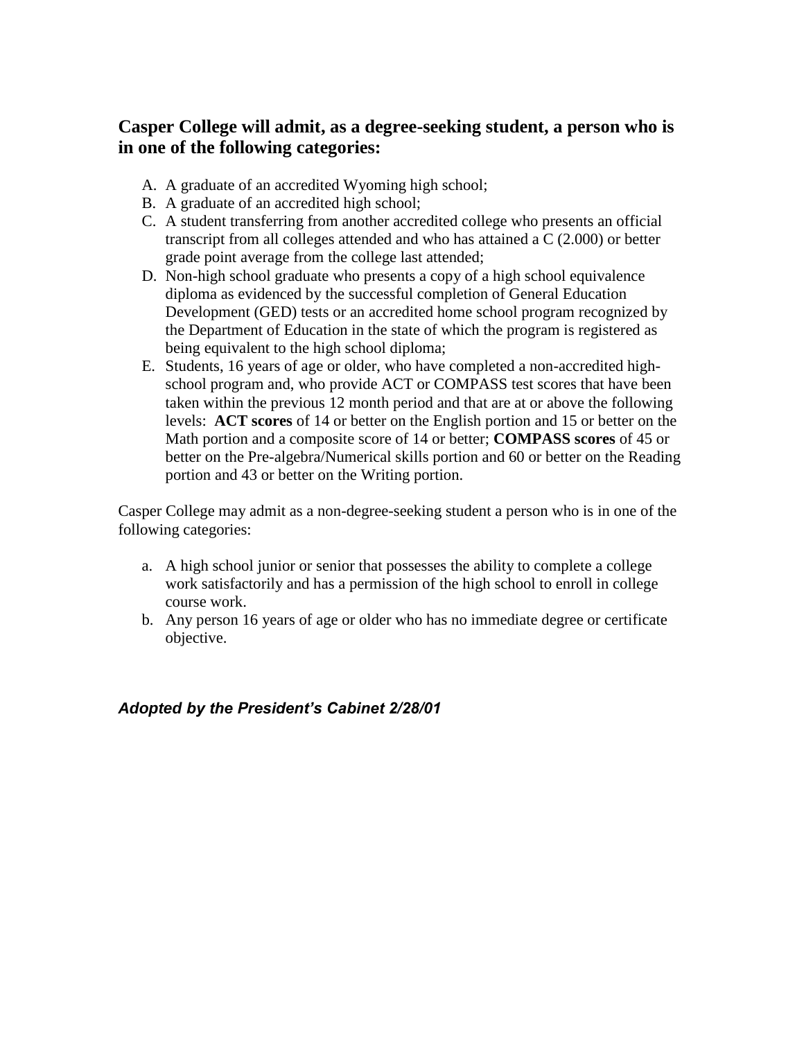## Casper College will admit, as a degree-seeking student, a person who is in one of the following categories:

A. A graduate of an accredited Wyoming high school;
B. A graduate of an accredited high school;
C. A student transferring from another accredited college who presents an official transcript from all colleges attended and who has attained a C (2.000) or better grade point average from the college last attended;
D. Non-high school graduate who presents a copy of a high school equivalence diploma as evidenced by the successful completion of General Education Development (GED) tests or an accredited home school program recognized by the Department of Education in the state of which the program is registered as being equivalent to the high school diploma;
E. Students, 16 years of age or older, who have completed a non-accredited high-school program and, who provide ACT or COMPASS test scores that have been taken within the previous 12 month period and that are at or above the following levels: **ACT scores** of 14 or better on the English portion and 15 or better on the Math portion and a composite score of 14 or better; **COMPASS scores** of 45 or better on the Pre-algebra/Numerical skills portion and 60 or better on the Reading portion and 43 or better on the Writing portion.

Casper College may admit as a non-degree-seeking student a person who is in one of the following categories:

a. A high school junior or senior that possesses the ability to complete a college work satisfactorily and has a permission of the high school to enroll in college course work.
b. Any person 16 years of age or older who has no immediate degree or certificate objective.

***Adopted by the President's Cabinet 2/28/01***